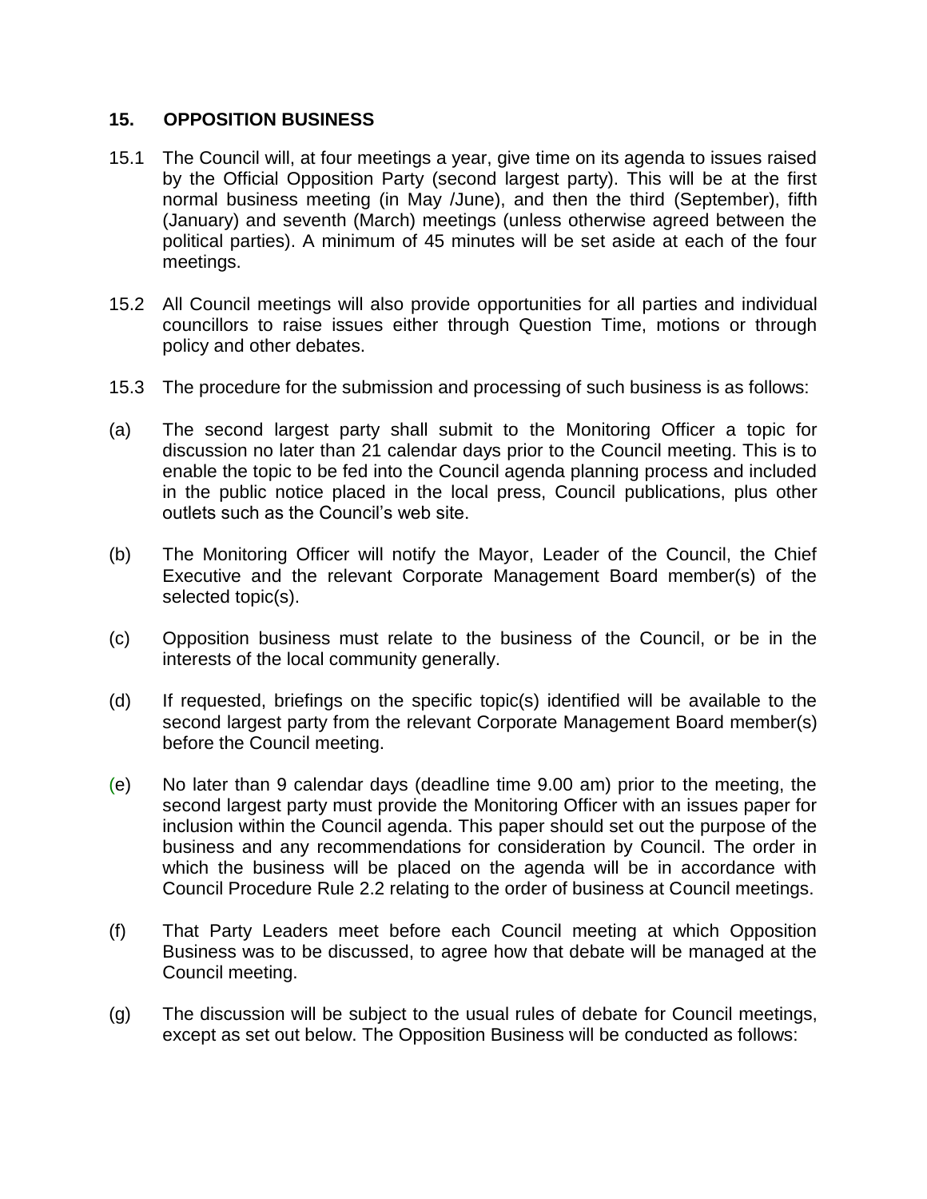## 15. OPPOSITION BUSINESS

15.1 The Council will, at four meetings a year, give time on its agenda to issues raised by the Official Opposition Party (second largest party). This will be at the first normal business meeting (in May /June), and then the third (September), fifth (January) and seventh (March) meetings (unless otherwise agreed between the political parties). A minimum of 45 minutes will be set aside at each of the four meetings.

15.2 All Council meetings will also provide opportunities for all parties and individual councillors to raise issues either through Question Time, motions or through policy and other debates.

15.3 The procedure for the submission and processing of such business is as follows:

(a) The second largest party shall submit to the Monitoring Officer a topic for discussion no later than 21 calendar days prior to the Council meeting. This is to enable the topic to be fed into the Council agenda planning process and included in the public notice placed in the local press, Council publications, plus other outlets such as the Council's web site.

(b) The Monitoring Officer will notify the Mayor, Leader of the Council, the Chief Executive and the relevant Corporate Management Board member(s) of the selected topic(s).

(c) Opposition business must relate to the business of the Council, or be in the interests of the local community generally.

(d) If requested, briefings on the specific topic(s) identified will be available to the second largest party from the relevant Corporate Management Board member(s) before the Council meeting.

(e) No later than 9 calendar days (deadline time 9.00 am) prior to the meeting, the second largest party must provide the Monitoring Officer with an issues paper for inclusion within the Council agenda. This paper should set out the purpose of the business and any recommendations for consideration by Council. The order in which the business will be placed on the agenda will be in accordance with Council Procedure Rule 2.2 relating to the order of business at Council meetings.

(f) That Party Leaders meet before each Council meeting at which Opposition Business was to be discussed, to agree how that debate will be managed at the Council meeting.

(g) The discussion will be subject to the usual rules of debate for Council meetings, except as set out below. The Opposition Business will be conducted as follows: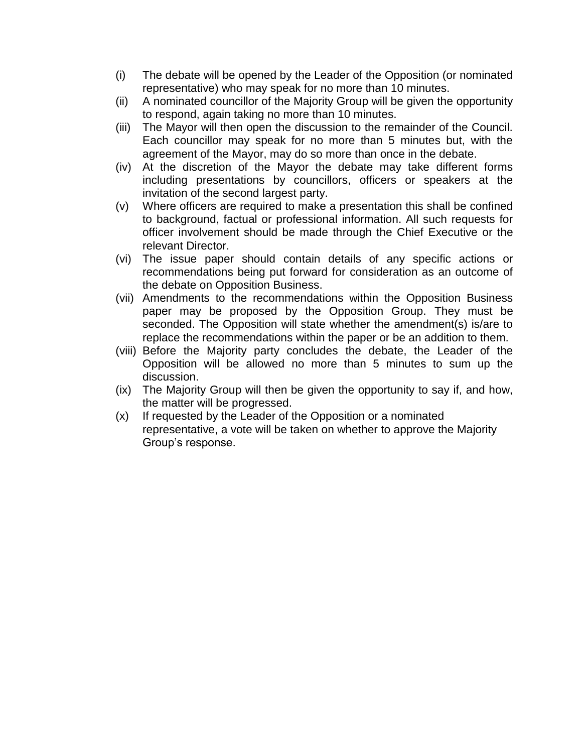(i) The debate will be opened by the Leader of the Opposition (or nominated representative) who may speak for no more than 10 minutes.

(ii) A nominated councillor of the Majority Group will be given the opportunity to respond, again taking no more than 10 minutes.

(iii) The Mayor will then open the discussion to the remainder of the Council. Each councillor may speak for no more than 5 minutes but, with the agreement of the Mayor, may do so more than once in the debate.

(iv) At the discretion of the Mayor the debate may take different forms including presentations by councillors, officers or speakers at the invitation of the second largest party.

(v) Where officers are required to make a presentation this shall be confined to background, factual or professional information. All such requests for officer involvement should be made through the Chief Executive or the relevant Director.

(vi) The issue paper should contain details of any specific actions or recommendations being put forward for consideration as an outcome of the debate on Opposition Business.

(vii) Amendments to the recommendations within the Opposition Business paper may be proposed by the Opposition Group. They must be seconded. The Opposition will state whether the amendment(s) is/are to replace the recommendations within the paper or be an addition to them.

(viii) Before the Majority party concludes the debate, the Leader of the Opposition will be allowed no more than 5 minutes to sum up the discussion.

(ix) The Majority Group will then be given the opportunity to say if, and how, the matter will be progressed.

(x) If requested by the Leader of the Opposition or a nominated representative, a vote will be taken on whether to approve the Majority Group's response.